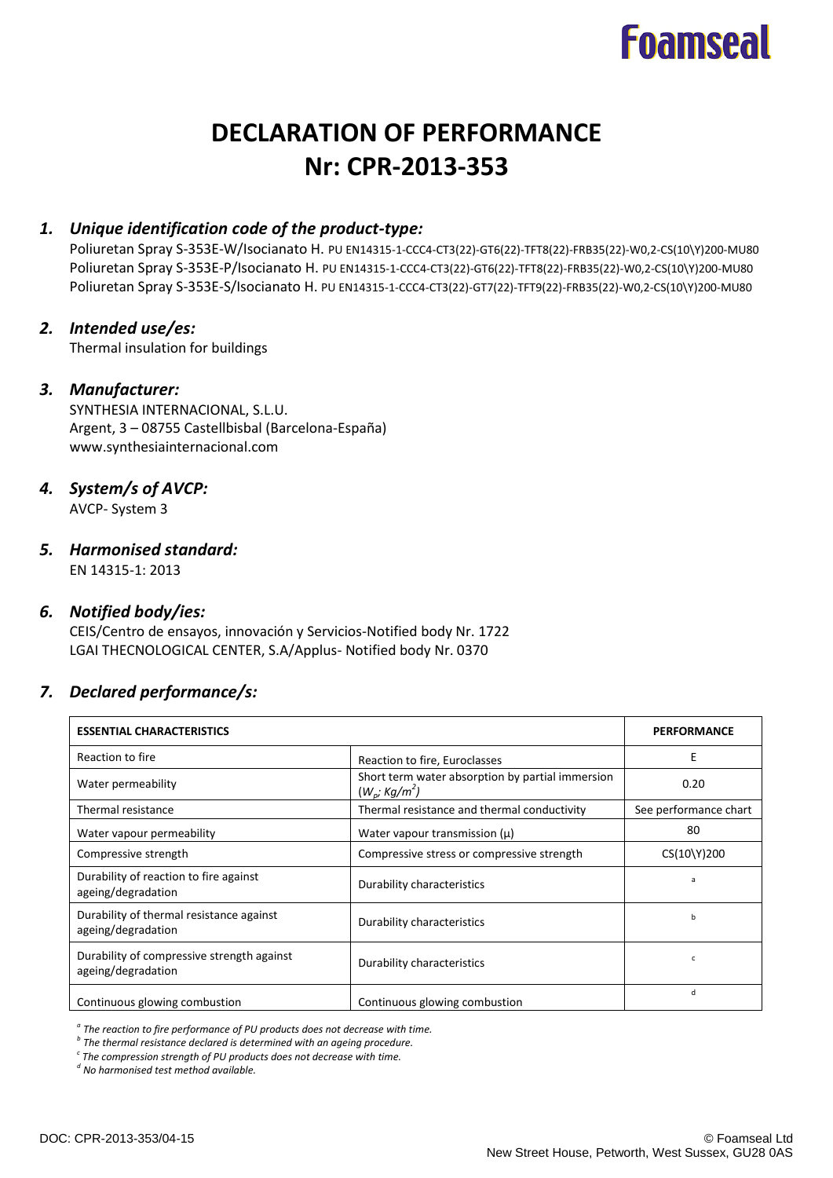Foamseal

# DECLARATION OF PERFORMANCE
# Nr: CPR-2013-353

## *1. Unique identification code of the product-type:*

Poliuretan Spray S-353E-W/Isocianato H. PU EN14315-1-CCC4-CT3(22)-GT6(22)-TFT8(22)-FRB35(22)-W0,2-CS(10\Y)200-MU80
Poliuretan Spray S-353E-P/Isocianato H. PU EN14315-1-CCC4-CT3(22)-GT6(22)-TFT8(22)-FRB35(22)-W0,2-CS(10\Y)200-MU80
Poliuretan Spray S-353E-S/Isocianato H. PU EN14315-1-CCC4-CT3(22)-GT7(22)-TFT9(22)-FRB35(22)-W0,2-CS(10\Y)200-MU80

## *2. Intended use/es:*

Thermal insulation for buildings

## *3. Manufacturer:*

SYNTHESIA INTERNACIONAL, S.L.U.
Argent, 3 – 08755 Castellbisbal (Barcelona-España)
www.synthesiainternacional.com

## *4. System/s of AVCP:*

AVCP- System 3

## *5. Harmonised standard:*

EN 14315-1: 2013

## *6. Notified body/ies:*

CEIS/Centro de ensayos, innovación y Servicios-Notified body Nr. 1722
LGAI THECNOLOGICAL CENTER, S.A/Applus- Notified body Nr. 0370

## *7. Declared performance/s:*

| ESSENTIAL CHARACTERISTICS | | PERFORMANCE |
|---|---|---|
| Reaction to fire | Reaction to fire, Euroclasses | E |
| Water permeability | Short term water absorption by partial immersion ($W_p$; $Kg/m^2$) | 0.20 |
| Thermal resistance | Thermal resistance and thermal conductivity | See performance chart |
| Water vapour permeability | Water vapour transmission (μ) | 80 |
| Compressive strength | Compressive stress or compressive strength | CS(10\Y)200 |
| Durability of reaction to fire against ageing/degradation | Durability characteristics | [a] |
| Durability of thermal resistance against ageing/degradation | Durability characteristics | [b] |
| Durability of compressive strength against ageing/degradation | Durability characteristics | [c] |
| Continuous glowing combustion | Continuous glowing combustion | [d] |

*[a] The reaction to fire performance of PU products does not decrease with time.*
*[b] The thermal resistance declared is determined with an ageing procedure.*
*[c] The compression strength of PU products does not decrease with time.*
*[d] No harmonised test method available.*

DOC: CPR-2013-353/04-15

© Foamseal Ltd
New Street House, Petworth, West Sussex, GU28 0AS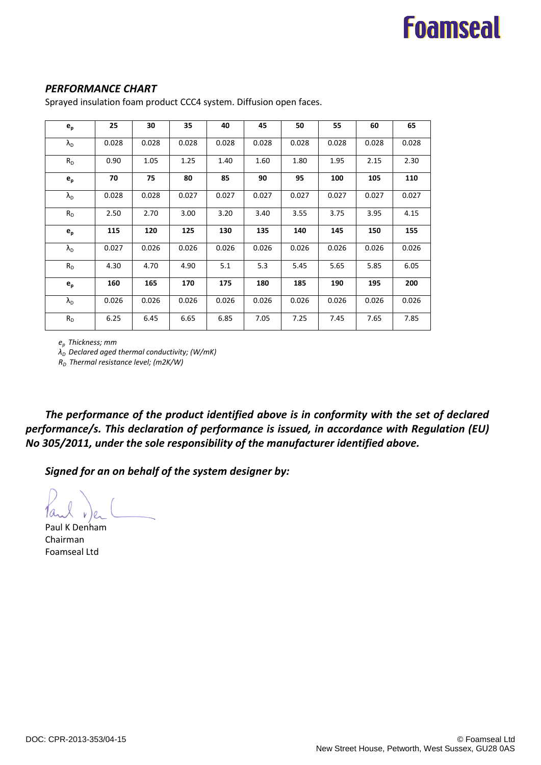Foamseal

### *PERFORMANCE CHART*

Sprayed insulation foam product CCC4 system. Diffusion open faces.

| | | | | | | | | | |
|---|---|---|---|---|---|---|---|---|---|
| **$e_p$** | **25** | **30** | **35** | **40** | **45** | **50** | **55** | **60** | **65** |
| $\lambda_D$ | 0.028 | 0.028 | 0.028 | 0.028 | 0.028 | 0.028 | 0.028 | 0.028 | 0.028 |
| $R_D$ | 0.90 | 1.05 | 1.25 | 1.40 | 1.60 | 1.80 | 1.95 | 2.15 | 2.30 |
| **$e_p$** | **70** | **75** | **80** | **85** | **90** | **95** | **100** | **105** | **110** |
| $\lambda_D$ | 0.028 | 0.028 | 0.027 | 0.027 | 0.027 | 0.027 | 0.027 | 0.027 | 0.027 |
| $R_D$ | 2.50 | 2.70 | 3.00 | 3.20 | 3.40 | 3.55 | 3.75 | 3.95 | 4.15 |
| **$e_p$** | **115** | **120** | **125** | **130** | **135** | **140** | **145** | **150** | **155** |
| $\lambda_D$ | 0.027 | 0.026 | 0.026 | 0.026 | 0.026 | 0.026 | 0.026 | 0.026 | 0.026 |
| $R_D$ | 4.30 | 4.70 | 4.90 | 5.1 | 5.3 | 5.45 | 5.65 | 5.85 | 6.05 |
| **$e_p$** | **160** | **165** | **170** | **175** | **180** | **185** | **190** | **195** | **200** |
| $\lambda_D$ | 0.026 | 0.026 | 0.026 | 0.026 | 0.026 | 0.026 | 0.026 | 0.026 | 0.026 |
| $R_D$ | 6.25 | 6.45 | 6.65 | 6.85 | 7.05 | 7.25 | 7.45 | 7.65 | 7.85 |

*$e_p$ Thickness; mm*
*$\lambda_D$ Declared aged thermal conductivity; (W/mK)*
*$R_D$ Thermal resistance level; (m2K/W)*

***The performance of the product identified above is in conformity with the set of declared performance/s. This declaration of performance is issued, in accordance with Regulation (EU) No 305/2011, under the sole responsibility of the manufacturer identified above.***

***Signed for an on behalf of the system designer by:***

Paul K Denham
Chairman
Foamseal Ltd

DOC: CPR-2013-353/04-15

© Foamseal Ltd
New Street House, Petworth, West Sussex, GU28 0AS